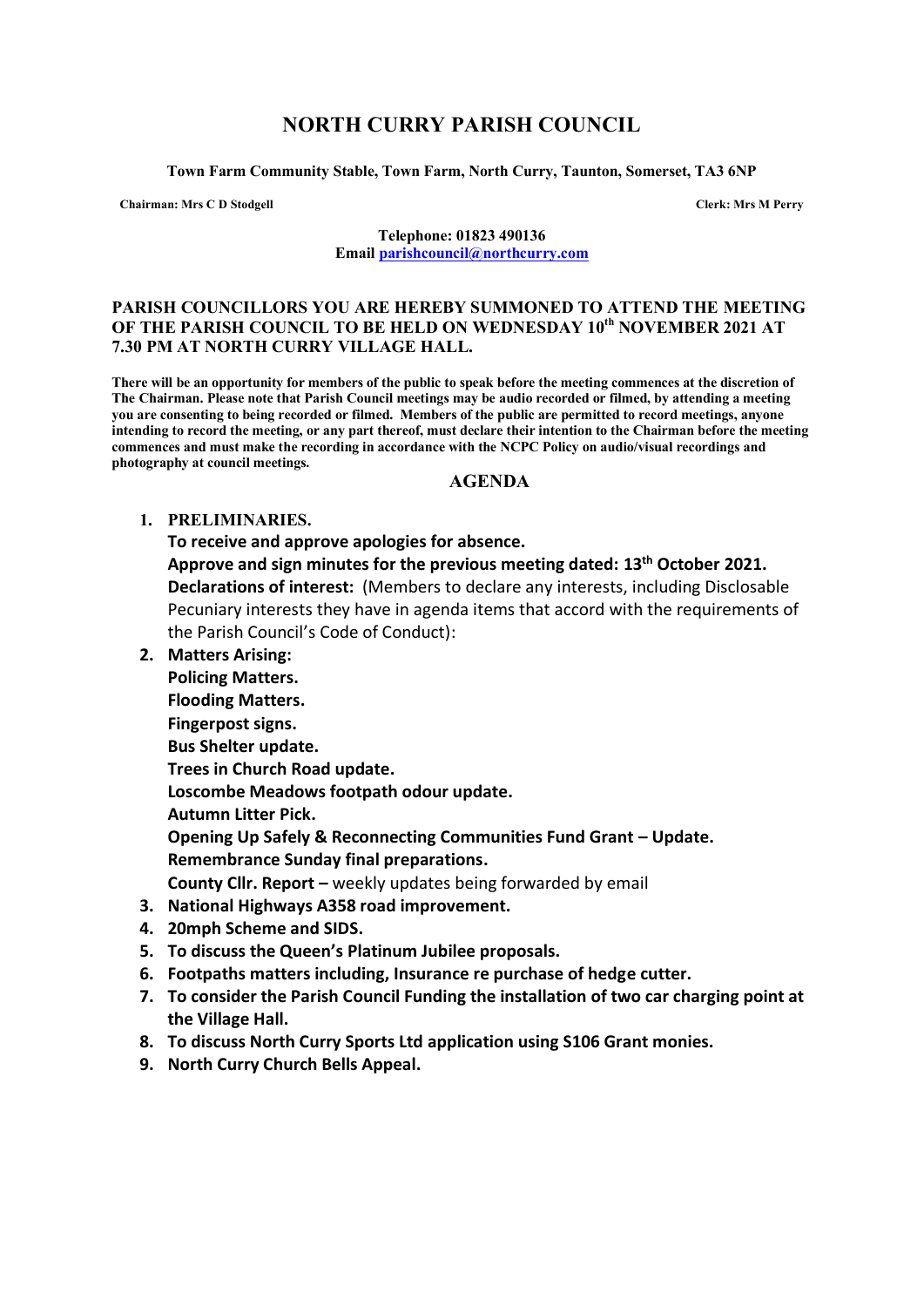# NORTH CURRY PARISH COUNCIL

**Town Farm Community Stable, Town Farm, North Curry, Taunton, Somerset, TA3 6NP**

**Chairman: Mrs C D Stodgell** **Clerk: Mrs M Perry**

**Telephone: 01823 490136**
**Email parishcouncil@northcurry.com**

**PARISH COUNCILLORS YOU ARE HEREBY SUMMONED TO ATTEND THE MEETING OF THE PARISH COUNCIL TO BE HELD ON WEDNESDAY 10th NOVEMBER 2021 AT 7.30 PM AT NORTH CURRY VILLAGE HALL.**

**There will be an opportunity for members of the public to speak before the meeting commences at the discretion of The Chairman. Please note that Parish Council meetings may be audio recorded or filmed, by attending a meeting you are consenting to being recorded or filmed. Members of the public are permitted to record meetings, anyone intending to record the meeting, or any part thereof, must declare their intention to the Chairman before the meeting commences and must make the recording in accordance with the NCPC Policy on audio/visual recordings and photography at council meetings.**

## AGENDA

1. **PRELIMINARIES.**
   **To receive and approve apologies for absence.**
   **Approve and sign minutes for the previous meeting dated: 13th October 2021.**
   **Declarations of interest:** (Members to declare any interests, including Disclosable Pecuniary interests they have in agenda items that accord with the requirements of the Parish Council's Code of Conduct):
2. **Matters Arising:**
   **Policing Matters.**
   **Flooding Matters.**
   **Fingerpost signs.**
   **Bus Shelter update.**
   **Trees in Church Road update.**
   **Loscombe Meadows footpath odour update.**
   **Autumn Litter Pick.**
   **Opening Up Safely & Reconnecting Communities Fund Grant – Update.**
   **Remembrance Sunday final preparations.**
   **County Cllr. Report –** weekly updates being forwarded by email
3. **National Highways A358 road improvement.**
4. **20mph Scheme and SIDS.**
5. **To discuss the Queen's Platinum Jubilee proposals.**
6. **Footpaths matters including, Insurance re purchase of hedge cutter.**
7. **To consider the Parish Council Funding the installation of two car charging point at the Village Hall.**
8. **To discuss North Curry Sports Ltd application using S106 Grant monies.**
9. **North Curry Church Bells Appeal.**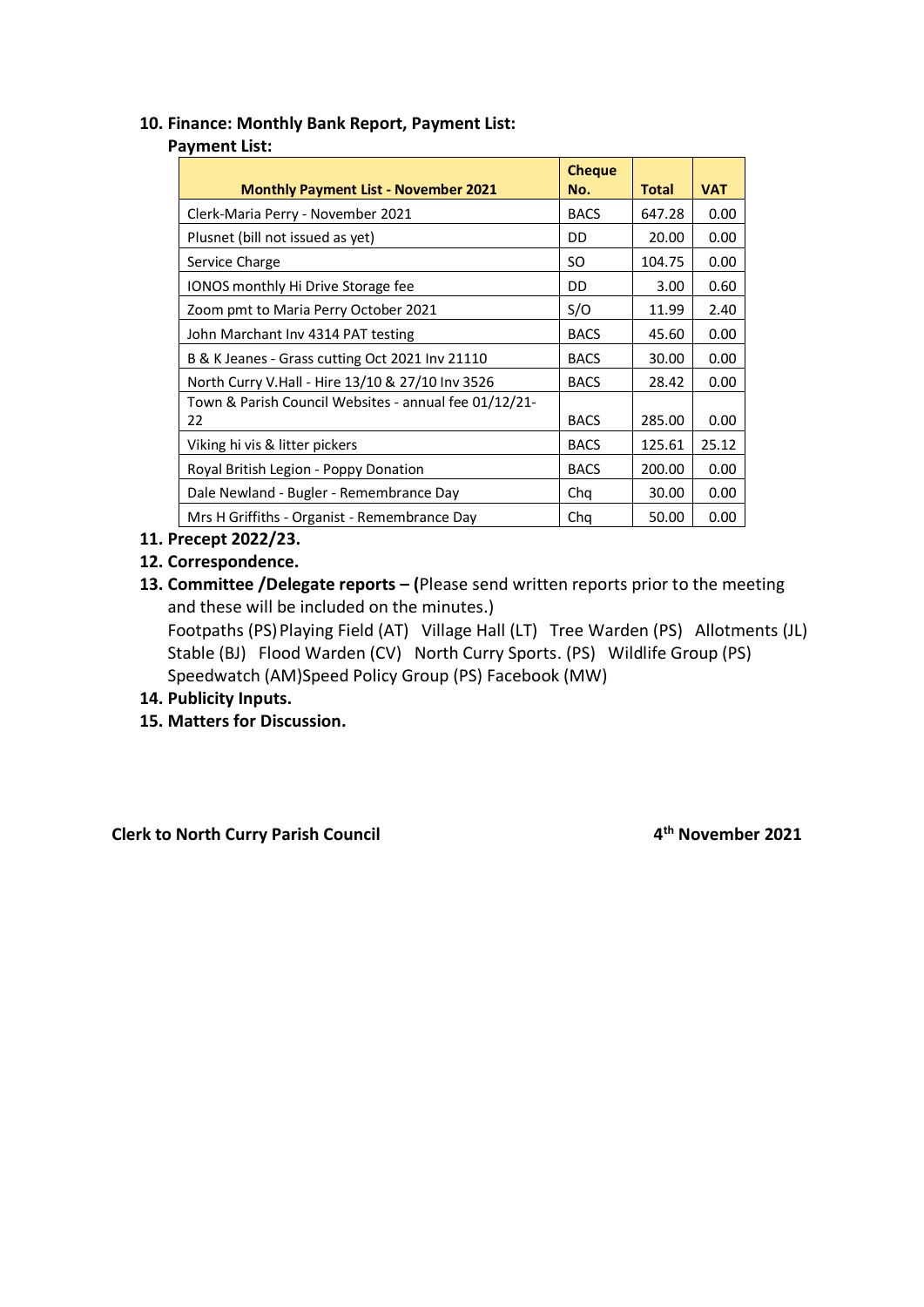**10. Finance: Monthly Bank Report, Payment List:**

**Payment List:**

| Monthly Payment List - November 2021 | Cheque No. | Total | VAT |
|---|---|---|---|
| Clerk-Maria Perry - November 2021 | BACS | 647.28 | 0.00 |
| Plusnet (bill not issued as yet) | DD | 20.00 | 0.00 |
| Service Charge | SO | 104.75 | 0.00 |
| IONOS monthly Hi Drive Storage fee | DD | 3.00 | 0.60 |
| Zoom pmt to Maria Perry October 2021 | S/O | 11.99 | 2.40 |
| John Marchant Inv 4314 PAT testing | BACS | 45.60 | 0.00 |
| B & K Jeanes - Grass cutting Oct 2021 Inv 21110 | BACS | 30.00 | 0.00 |
| North Curry V.Hall - Hire 13/10 & 27/10 Inv 3526 | BACS | 28.42 | 0.00 |
| Town & Parish Council Websites - annual fee 01/12/21-22 | BACS | 285.00 | 0.00 |
| Viking hi vis & litter pickers | BACS | 125.61 | 25.12 |
| Royal British Legion - Poppy Donation | BACS | 200.00 | 0.00 |
| Dale Newland - Bugler - Remembrance Day | Chq | 30.00 | 0.00 |
| Mrs H Griffiths - Organist - Remembrance Day | Chq | 50.00 | 0.00 |

**11. Precept 2022/23.**

**12. Correspondence.**

**13. Committee /Delegate reports – (**Please send written reports prior to the meeting and these will be included on the minutes.)
Footpaths (PS) Playing Field (AT) Village Hall (LT) Tree Warden (PS) Allotments (JL) Stable (BJ) Flood Warden (CV) North Curry Sports. (PS) Wildlife Group (PS) Speedwatch (AM)Speed Policy Group (PS) Facebook (MW)

**14. Publicity Inputs.**

**15. Matters for Discussion.**

**Clerk to North Curry Parish Council** **4th November 2021**